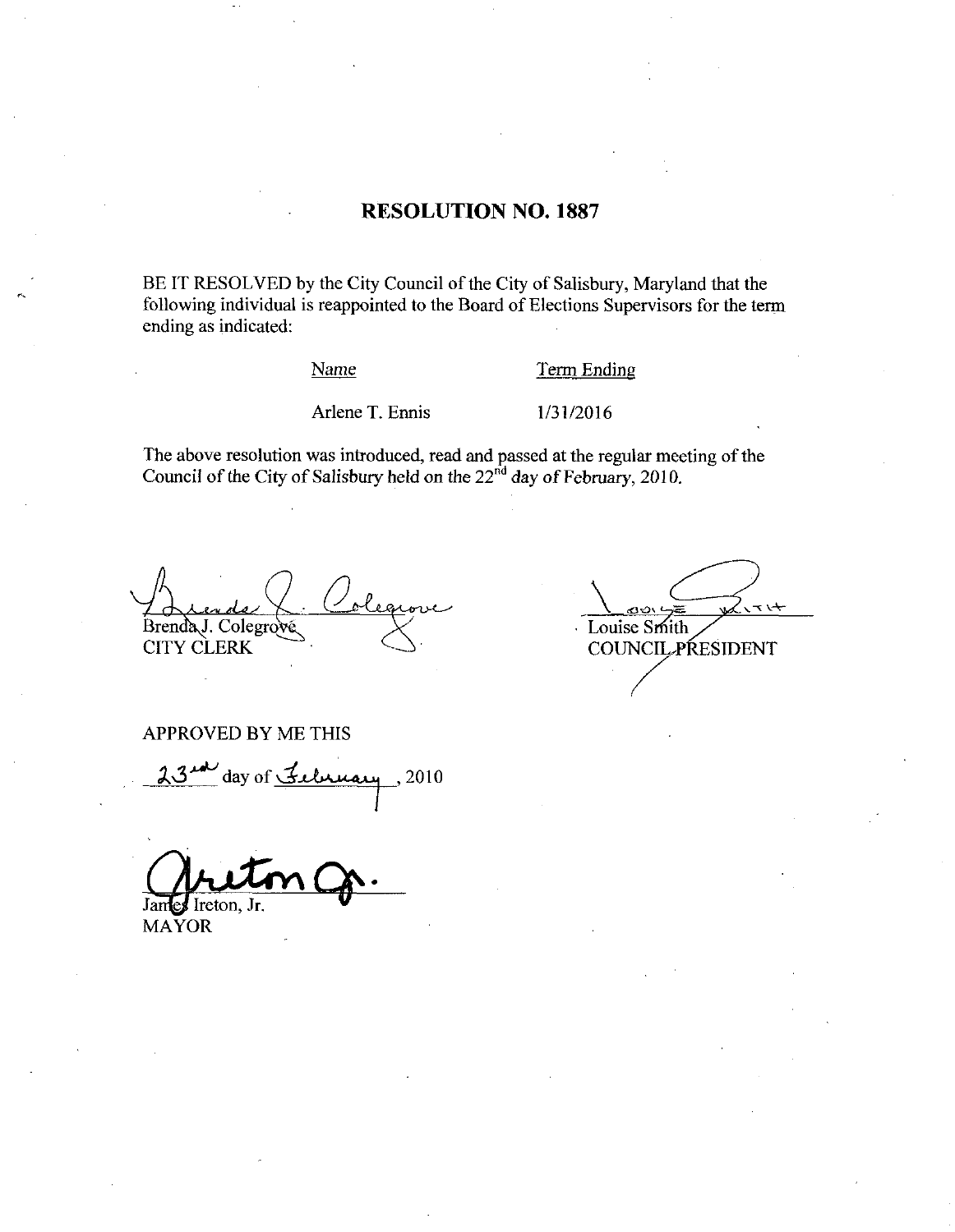# RESOLUTION NO. 1887

BE IT RESOLVED by the City Council of the City of Salisbury, Maryland that the following individual is reappointed to the Board of Elections Supervisors for the term ending as indicated:

| Name | Term Ending |
| --- | --- |
| Arlene T. Ennis | 1/31/2016 |

The above resolution was introduced, read and passed at the regular meeting of the Council of the City of Salisbury held on the 22nd day of February, 2010.

Brenda J. Colegrove
CITY CLERK

Louise Smith
COUNCIL PRESIDENT

APPROVED BY ME THIS

23rd day of February, 2010

James Ireton, Jr.
MAYOR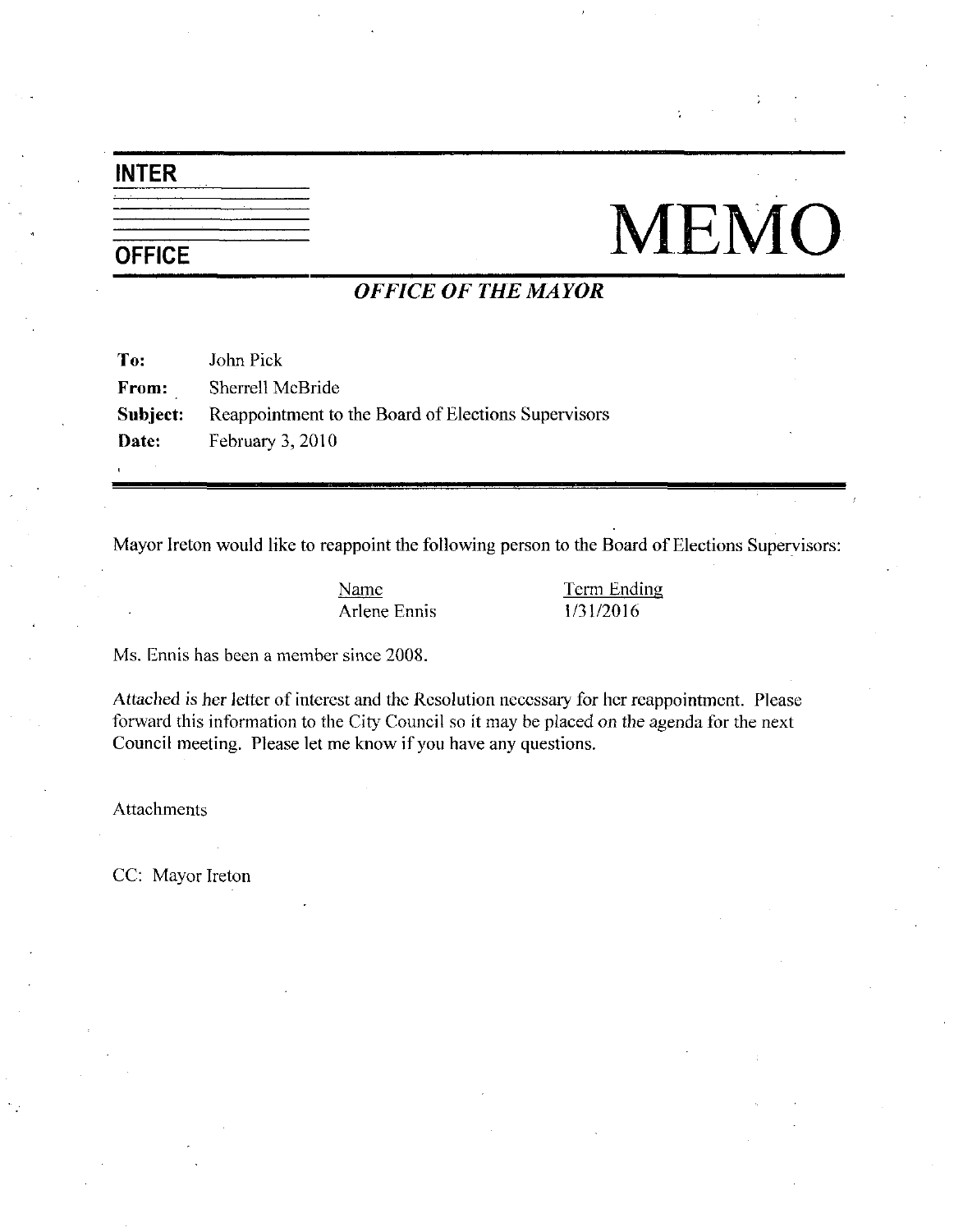# INTER OFFICE MEMO

## *OFFICE OF THE MAYOR*

**To:** John Pick
**From:** Sherrell McBride
**Subject:** Reappointment to the Board of Elections Supervisors
**Date:** February 3, 2010

---

Mayor Ireton would like to reappoint the following person to the Board of Elections Supervisors:

| Name | Term Ending |
|---|---|
| Arlene Ennis | 1/31/2016 |

Ms. Ennis has been a member since 2008.

Attached is her letter of interest and the Resolution necessary for her reappointment. Please forward this information to the City Council so it may be placed on the agenda for the next Council meeting. Please let me know if you have any questions.

Attachments

CC: Mayor Ireton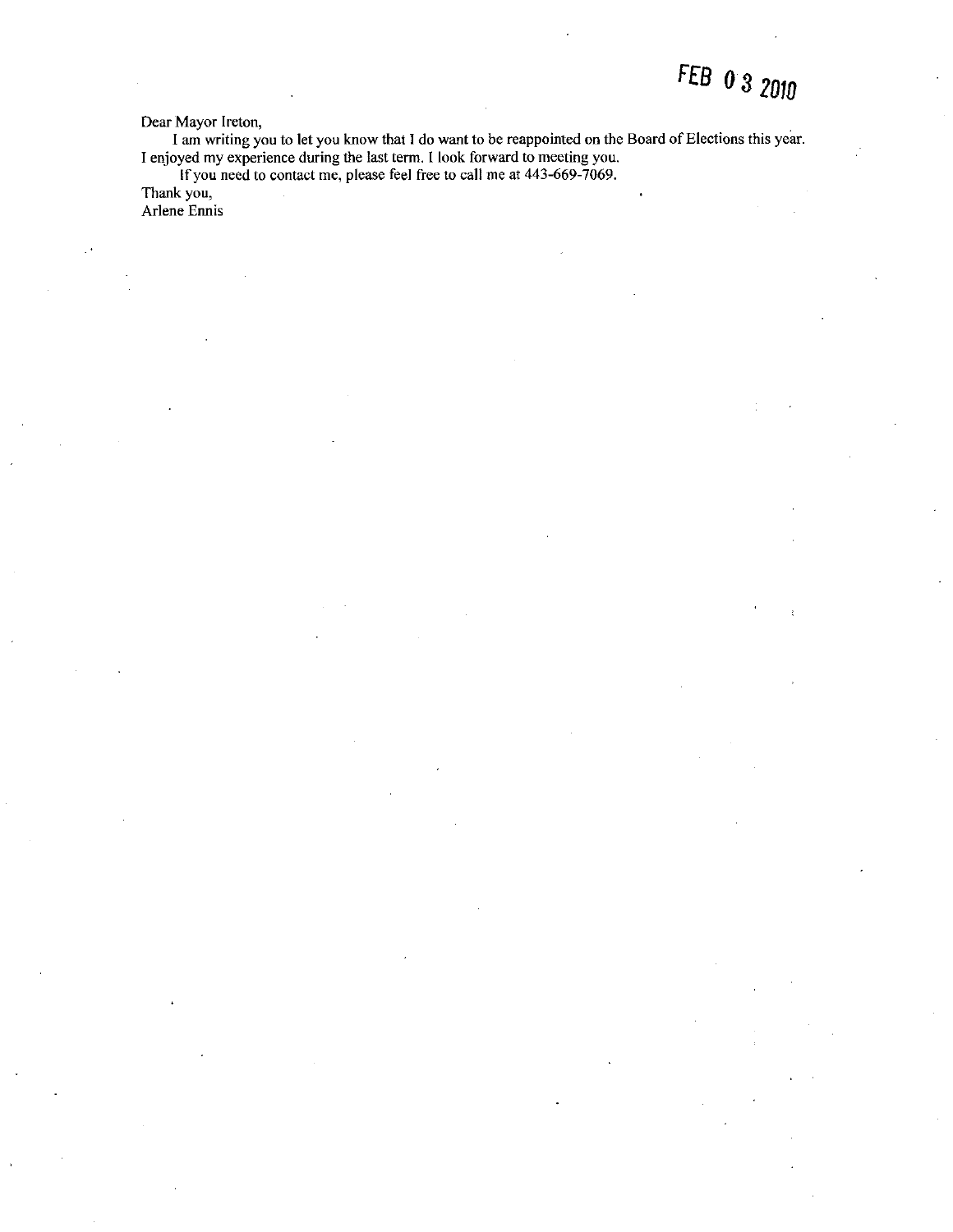FEB 03 2010

Dear Mayor Ireton,

I am writing you to let you know that I do want to be reappointed on the Board of Elections this year. I enjoyed my experience during the last term. I look forward to meeting you.

If you need to contact me, please feel free to call me at 443-669-7069.

Thank you,
Arlene Ennis